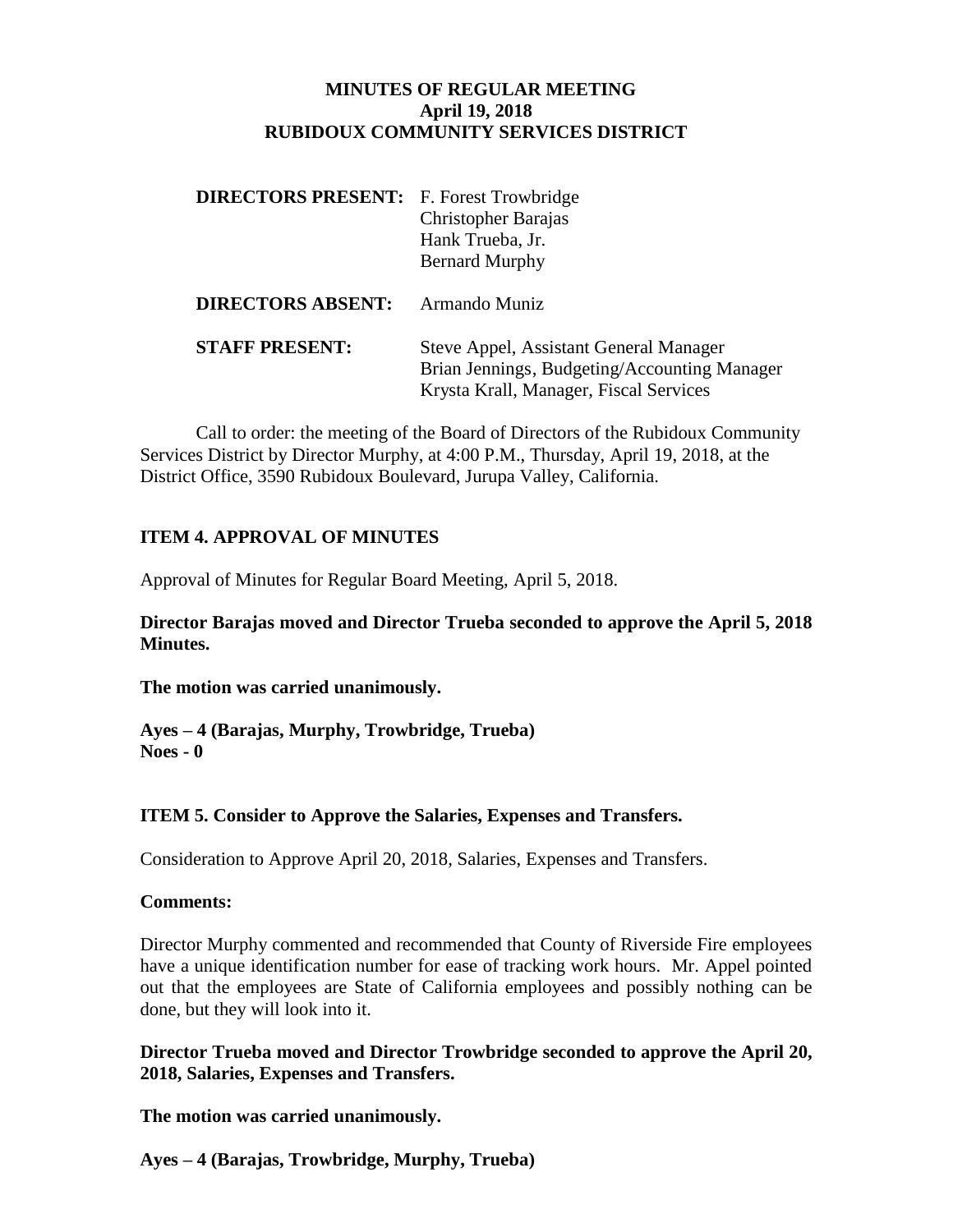# MINUTES OF REGULAR MEETING
## April 19, 2018
## RUBIDOUX COMMUNITY SERVICES DISTRICT

| | |
|---|---|
| **DIRECTORS PRESENT:** | F. Forest Trowbridge<br>Christopher Barajas<br>Hank Trueba, Jr.<br>Bernard Murphy |
| **DIRECTORS ABSENT:** | Armando Muniz |
| **STAFF PRESENT:** | Steve Appel, Assistant General Manager<br>Brian Jennings, Budgeting/Accounting Manager<br>Krysta Krall, Manager, Fiscal Services |

Call to order: the meeting of the Board of Directors of the Rubidoux Community Services District by Director Murphy, at 4:00 P.M., Thursday, April 19, 2018, at the District Office, 3590 Rubidoux Boulevard, Jurupa Valley, California.

### ITEM 4. APPROVAL OF MINUTES

Approval of Minutes for Regular Board Meeting, April 5, 2018.

**Director Barajas moved and Director Trueba seconded to approve the April 5, 2018 Minutes.**

**The motion was carried unanimously.**

**Ayes – 4 (Barajas, Murphy, Trowbridge, Trueba)**
**Noes - 0**

### ITEM 5. Consider to Approve the Salaries, Expenses and Transfers.

Consideration to Approve April 20, 2018, Salaries, Expenses and Transfers.

**Comments:**

Director Murphy commented and recommended that County of Riverside Fire employees have a unique identification number for ease of tracking work hours. Mr. Appel pointed out that the employees are State of California employees and possibly nothing can be done, but they will look into it.

**Director Trueba moved and Director Trowbridge seconded to approve the April 20, 2018, Salaries, Expenses and Transfers.**

**The motion was carried unanimously.**

**Ayes – 4 (Barajas, Trowbridge, Murphy, Trueba)**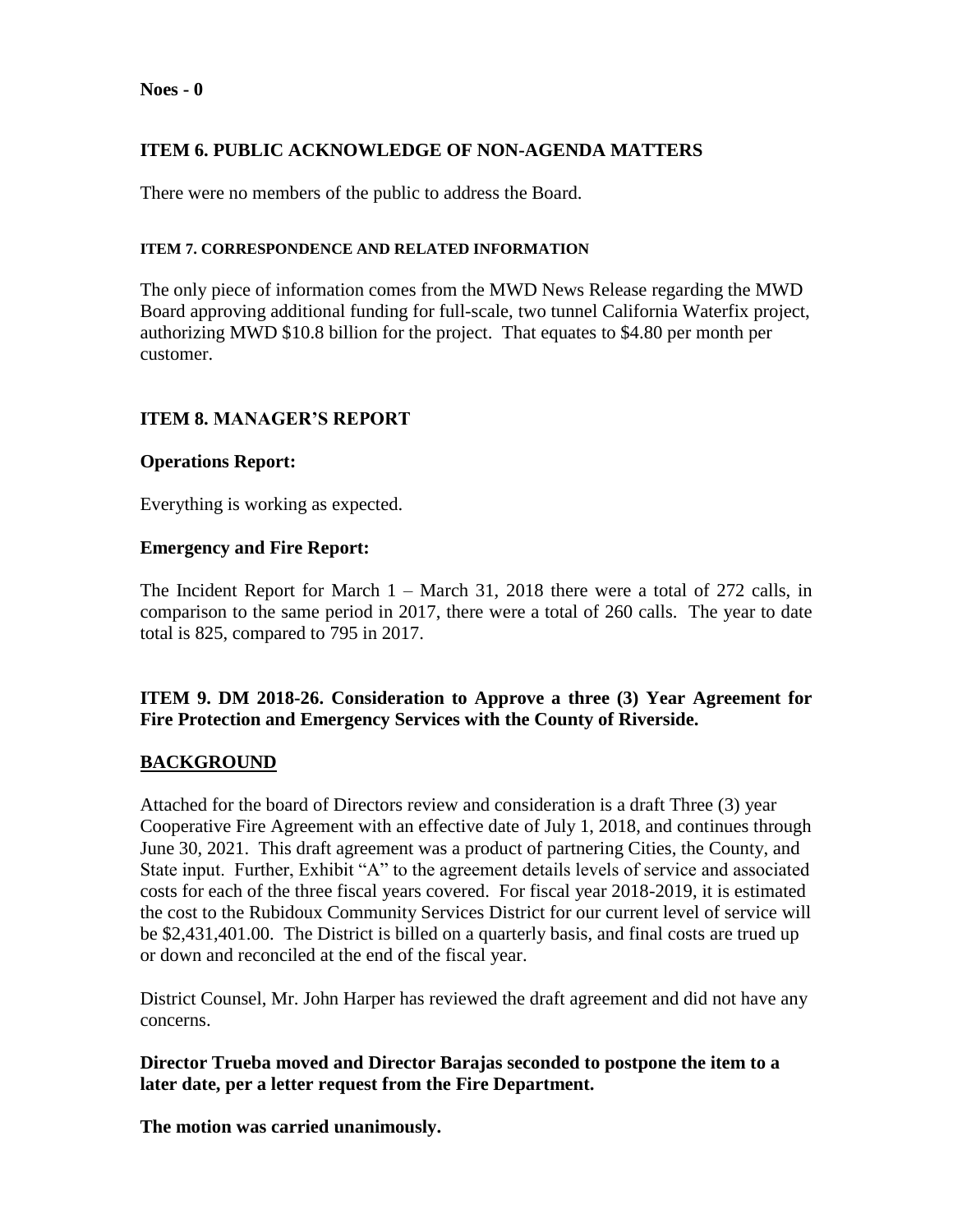**Noes - 0**

## ITEM 6. PUBLIC ACKNOWLEDGE OF NON-AGENDA MATTERS

There were no members of the public to address the Board.

#### ITEM 7. CORRESPONDENCE AND RELATED INFORMATION

The only piece of information comes from the MWD News Release regarding the MWD Board approving additional funding for full-scale, two tunnel California Waterfix project, authorizing MWD $10.8 billion for the project. That equates to $4.80 per month per customer.

## ITEM 8. MANAGER'S REPORT

### Operations Report:

Everything is working as expected.

### Emergency and Fire Report:

The Incident Report for March 1 – March 31, 2018 there were a total of 272 calls, in comparison to the same period in 2017, there were a total of 260 calls. The year to date total is 825, compared to 795 in 2017.

## ITEM 9. DM 2018-26. Consideration to Approve a three (3) Year Agreement for Fire Protection and Emergency Services with the County of Riverside.

### BACKGROUND

Attached for the board of Directors review and consideration is a draft Three (3) year Cooperative Fire Agreement with an effective date of July 1, 2018, and continues through June 30, 2021. This draft agreement was a product of partnering Cities, the County, and State input. Further, Exhibit "A" to the agreement details levels of service and associated costs for each of the three fiscal years covered. For fiscal year 2018-2019, it is estimated the cost to the Rubidoux Community Services District for our current level of service will be $2,431,401.00. The District is billed on a quarterly basis, and final costs are trued up or down and reconciled at the end of the fiscal year.

District Counsel, Mr. John Harper has reviewed the draft agreement and did not have any concerns.

**Director Trueba moved and Director Barajas seconded to postpone the item to a later date, per a letter request from the Fire Department.**

**The motion was carried unanimously.**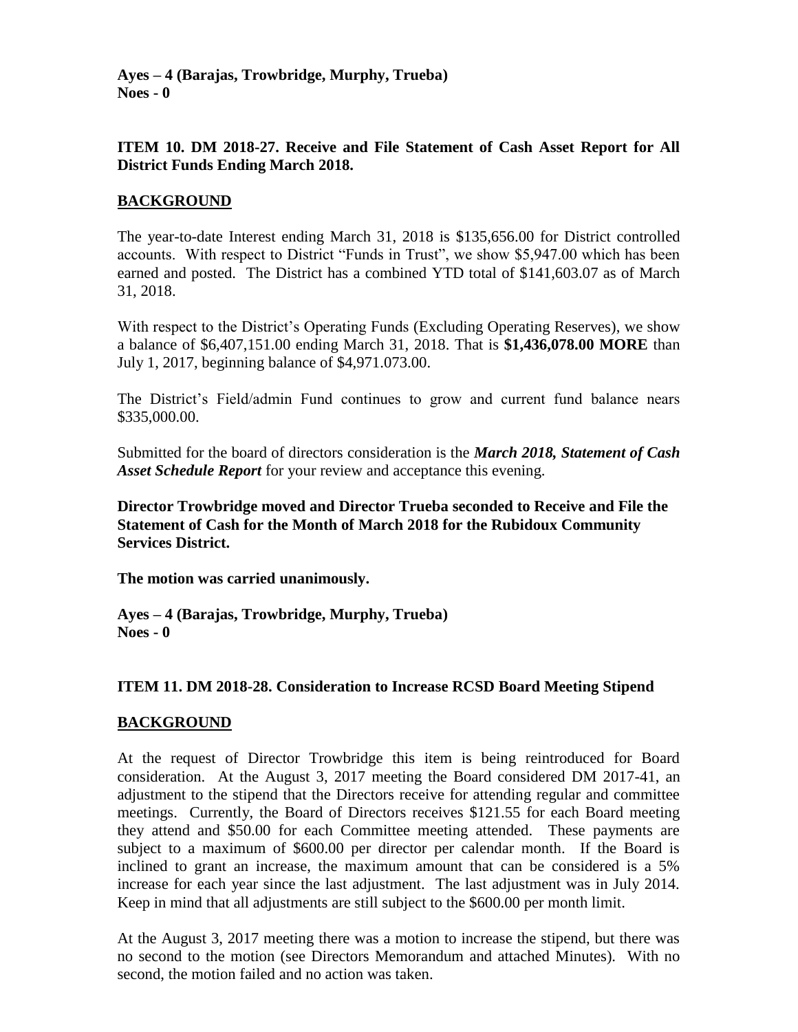**Ayes – 4 (Barajas, Trowbridge, Murphy, Trueba)**
**Noes - 0**

**ITEM 10. DM 2018-27. Receive and File Statement of Cash Asset Report for All District Funds Ending March 2018.**

**BACKGROUND**

The year-to-date Interest ending March 31, 2018 is $135,656.00 for District controlled accounts. With respect to District "Funds in Trust", we show $5,947.00 which has been earned and posted. The District has a combined YTD total of $141,603.07 as of March 31, 2018.

With respect to the District's Operating Funds (Excluding Operating Reserves), we show a balance of $6,407,151.00 ending March 31, 2018. That is **$1,436,078.00 MORE** than July 1, 2017, beginning balance of $4,971.073.00.

The District's Field/admin Fund continues to grow and current fund balance nears $335,000.00.

Submitted for the board of directors consideration is the ***March 2018, Statement of Cash Asset Schedule Report*** for your review and acceptance this evening.

**Director Trowbridge moved and Director Trueba seconded to Receive and File the Statement of Cash for the Month of March 2018 for the Rubidoux Community Services District.**

**The motion was carried unanimously.**

**Ayes – 4 (Barajas, Trowbridge, Murphy, Trueba)**
**Noes - 0**

**ITEM 11. DM 2018-28. Consideration to Increase RCSD Board Meeting Stipend**

**BACKGROUND**

At the request of Director Trowbridge this item is being reintroduced for Board consideration. At the August 3, 2017 meeting the Board considered DM 2017-41, an adjustment to the stipend that the Directors receive for attending regular and committee meetings. Currently, the Board of Directors receives $121.55 for each Board meeting they attend and $50.00 for each Committee meeting attended. These payments are subject to a maximum of $600.00 per director per calendar month. If the Board is inclined to grant an increase, the maximum amount that can be considered is a 5% increase for each year since the last adjustment. The last adjustment was in July 2014. Keep in mind that all adjustments are still subject to the $600.00 per month limit.

At the August 3, 2017 meeting there was a motion to increase the stipend, but there was no second to the motion (see Directors Memorandum and attached Minutes). With no second, the motion failed and no action was taken.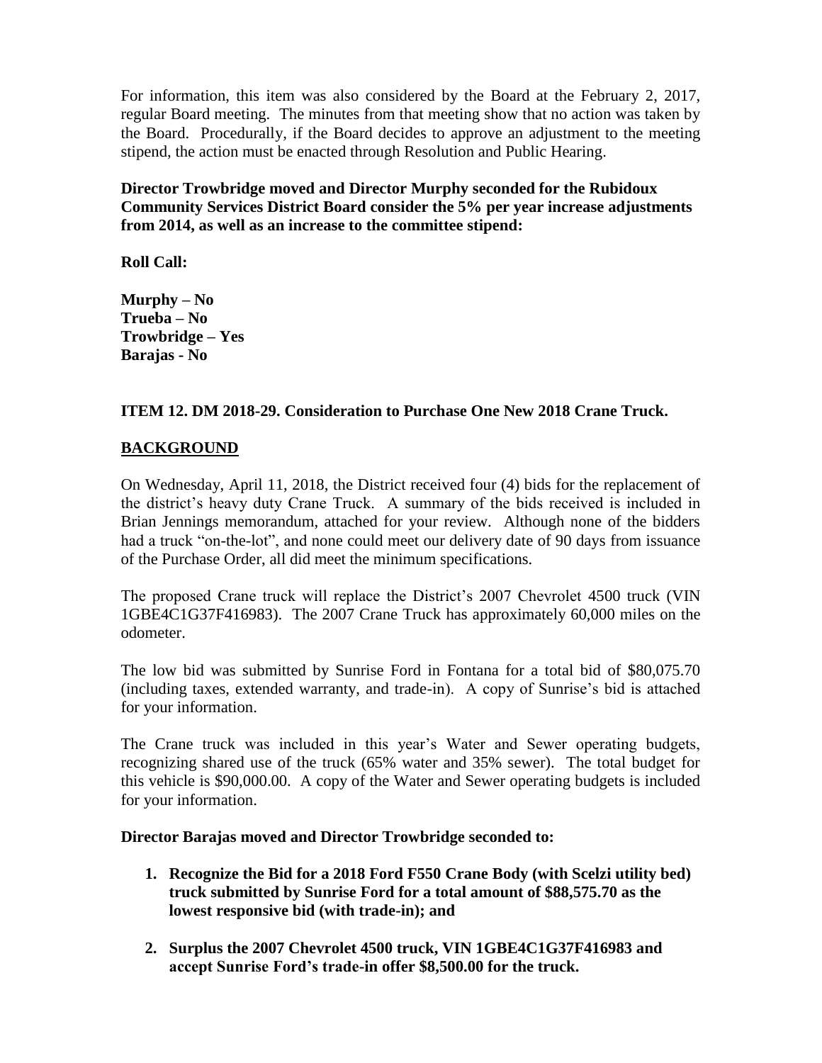For information, this item was also considered by the Board at the February 2, 2017, regular Board meeting. The minutes from that meeting show that no action was taken by the Board. Procedurally, if the Board decides to approve an adjustment to the meeting stipend, the action must be enacted through Resolution and Public Hearing.

**Director Trowbridge moved and Director Murphy seconded for the Rubidoux Community Services District Board consider the 5% per year increase adjustments from 2014, as well as an increase to the committee stipend:**

**Roll Call:**

**Murphy – No**
**Trueba – No**
**Trowbridge – Yes**
**Barajas - No**

**ITEM 12. DM 2018-29. Consideration to Purchase One New 2018 Crane Truck.**

**BACKGROUND**

On Wednesday, April 11, 2018, the District received four (4) bids for the replacement of the district's heavy duty Crane Truck. A summary of the bids received is included in Brian Jennings memorandum, attached for your review. Although none of the bidders had a truck "on-the-lot", and none could meet our delivery date of 90 days from issuance of the Purchase Order, all did meet the minimum specifications.

The proposed Crane truck will replace the District's 2007 Chevrolet 4500 truck (VIN 1GBE4C1G37F416983). The 2007 Crane Truck has approximately 60,000 miles on the odometer.

The low bid was submitted by Sunrise Ford in Fontana for a total bid of $80,075.70 (including taxes, extended warranty, and trade-in). A copy of Sunrise's bid is attached for your information.

The Crane truck was included in this year's Water and Sewer operating budgets, recognizing shared use of the truck (65% water and 35% sewer). The total budget for this vehicle is $90,000.00. A copy of the Water and Sewer operating budgets is included for your information.

**Director Barajas moved and Director Trowbridge seconded to:**

1. **Recognize the Bid for a 2018 Ford F550 Crane Body (with Scelzi utility bed) truck submitted by Sunrise Ford for a total amount of $88,575.70 as the lowest responsive bid (with trade-in); and**
2. **Surplus the 2007 Chevrolet 4500 truck, VIN 1GBE4C1G37F416983 and accept Sunrise Ford's trade-in offer $8,500.00 for the truck.**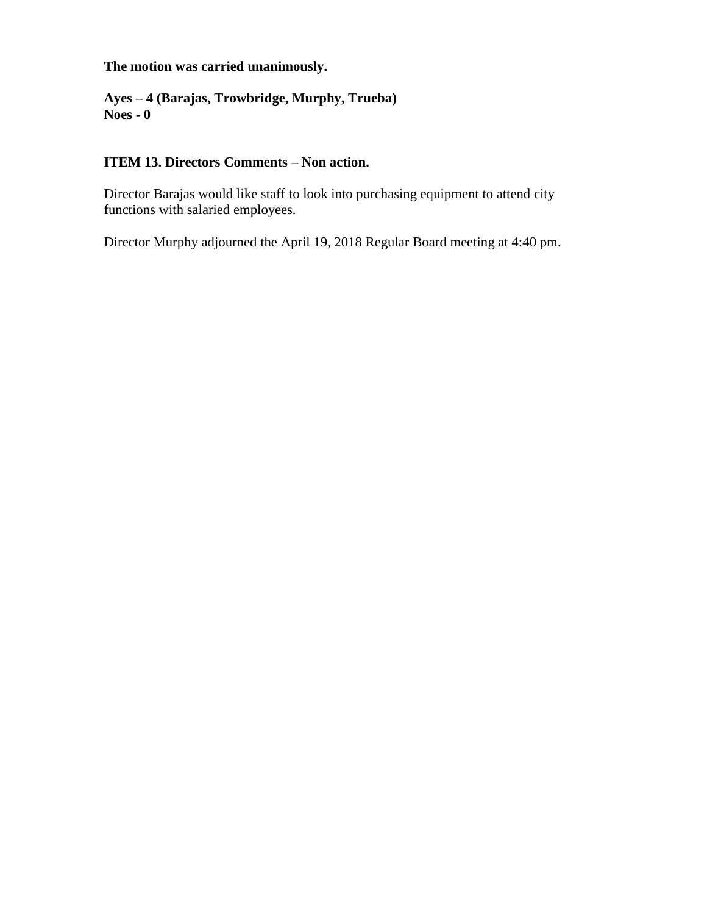**The motion was carried unanimously.**

**Ayes – 4 (Barajas, Trowbridge, Murphy, Trueba)**
**Noes - 0**

**ITEM 13. Directors Comments – Non action.**

Director Barajas would like staff to look into purchasing equipment to attend city functions with salaried employees.

Director Murphy adjourned the April 19, 2018 Regular Board meeting at 4:40 pm.